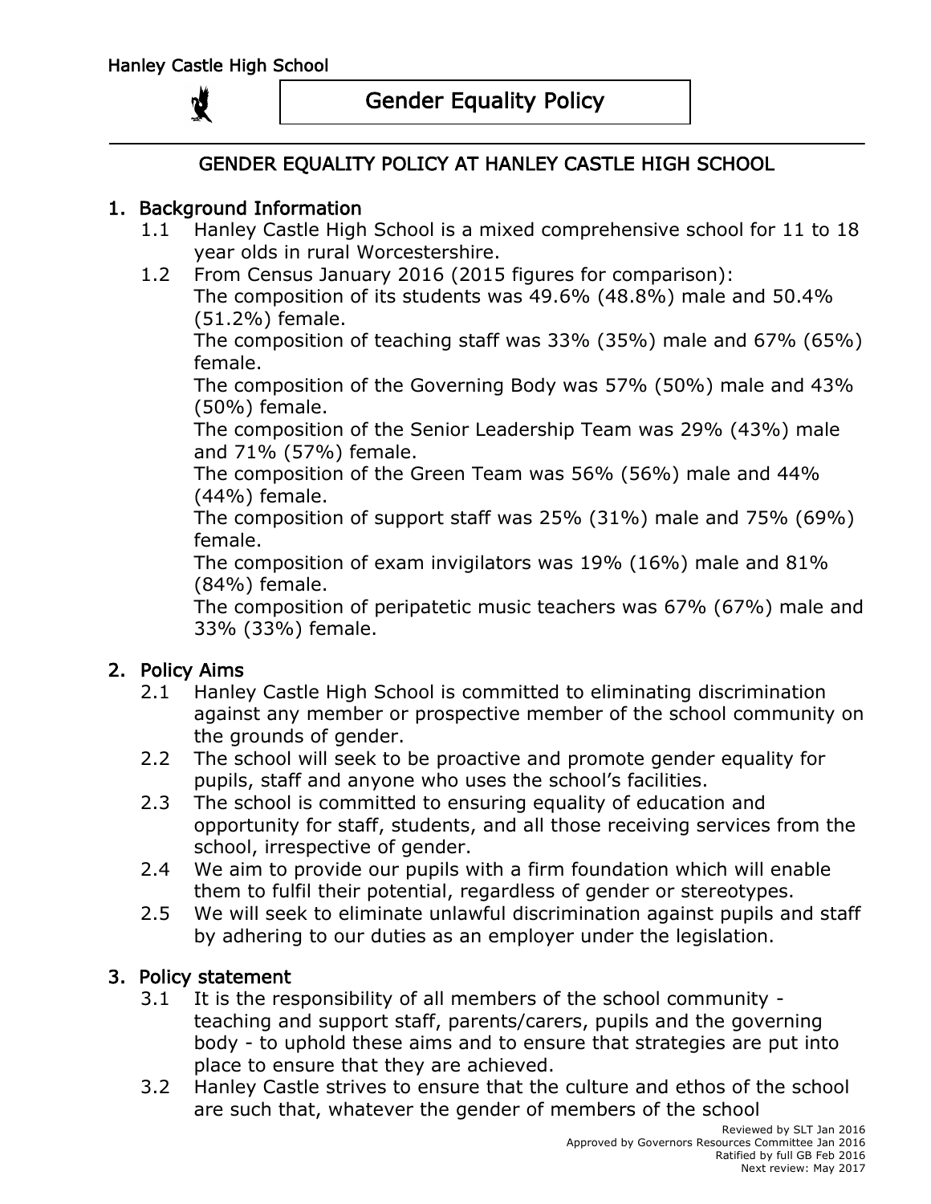# Gender Equality Policy

## GENDER EQUALITY POLICY AT HANLEY CASTLE HIGH SCHOOL

### 1. Background Information

1.1 Hanley Castle High School is a mixed comprehensive school for 11 to 18 year olds in rural Worcestershire.

1.2 From Census January 2016 (2015 figures for comparison):
The composition of its students was 49.6% (48.8%) male and 50.4% (51.2%) female.
The composition of teaching staff was 33% (35%) male and 67% (65%) female.
The composition of the Governing Body was 57% (50%) male and 43% (50%) female.
The composition of the Senior Leadership Team was 29% (43%) male and 71% (57%) female.
The composition of the Green Team was 56% (56%) male and 44% (44%) female.
The composition of support staff was 25% (31%) male and 75% (69%) female.
The composition of exam invigilators was 19% (16%) male and 81% (84%) female.
The composition of peripatetic music teachers was 67% (67%) male and 33% (33%) female.

### 2. Policy Aims

2.1 Hanley Castle High School is committed to eliminating discrimination against any member or prospective member of the school community on the grounds of gender.

2.2 The school will seek to be proactive and promote gender equality for pupils, staff and anyone who uses the school's facilities.

2.3 The school is committed to ensuring equality of education and opportunity for staff, students, and all those receiving services from the school, irrespective of gender.

2.4 We aim to provide our pupils with a firm foundation which will enable them to fulfil their potential, regardless of gender or stereotypes.

2.5 We will seek to eliminate unlawful discrimination against pupils and staff by adhering to our duties as an employer under the legislation.

### 3. Policy statement

3.1 It is the responsibility of all members of the school community - teaching and support staff, parents/carers, pupils and the governing body - to uphold these aims and to ensure that strategies are put into place to ensure that they are achieved.

3.2 Hanley Castle strives to ensure that the culture and ethos of the school are such that, whatever the gender of members of the school

Reviewed by SLT Jan 2016
Approved by Governors Resources Committee Jan 2016
Ratified by full GB Feb 2016
Next review: May 2017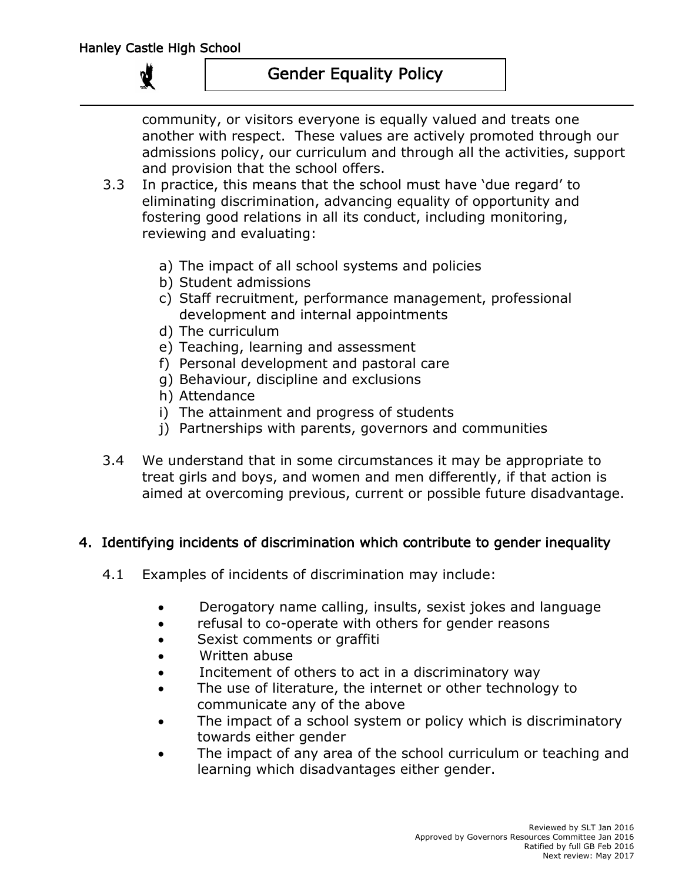community, or visitors everyone is equally valued and treats one another with respect. These values are actively promoted through our admissions policy, our curriculum and through all the activities, support and provision that the school offers.

3.3 In practice, this means that the school must have 'due regard' to eliminating discrimination, advancing equality of opportunity and fostering good relations in all its conduct, including monitoring, reviewing and evaluating:

a) The impact of all school systems and policies
b) Student admissions
c) Staff recruitment, performance management, professional development and internal appointments
d) The curriculum
e) Teaching, learning and assessment
f) Personal development and pastoral care
g) Behaviour, discipline and exclusions
h) Attendance
i) The attainment and progress of students
j) Partnerships with parents, governors and communities

3.4 We understand that in some circumstances it may be appropriate to treat girls and boys, and women and men differently, if that action is aimed at overcoming previous, current or possible future disadvantage.

## 4. Identifying incidents of discrimination which contribute to gender inequality

4.1 Examples of incidents of discrimination may include:

- Derogatory name calling, insults, sexist jokes and language
- refusal to co-operate with others for gender reasons
- Sexist comments or graffiti
- Written abuse
- Incitement of others to act in a discriminatory way
- The use of literature, the internet or other technology to communicate any of the above
- The impact of a school system or policy which is discriminatory towards either gender
- The impact of any area of the school curriculum or teaching and learning which disadvantages either gender.

Reviewed by SLT Jan 2016
Approved by Governors Resources Committee Jan 2016
Ratified by full GB Feb 2016
Next review: May 2017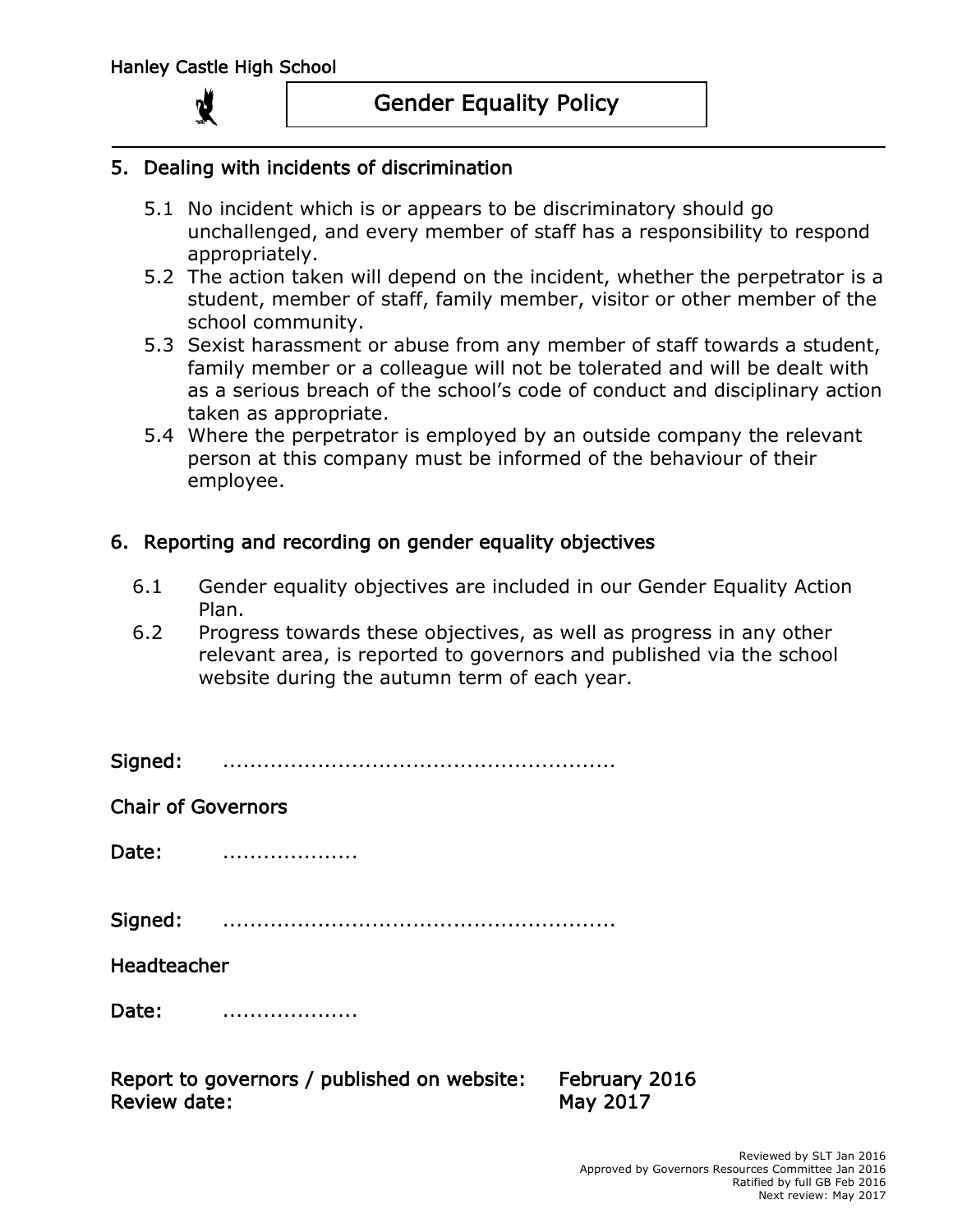## 5. Dealing with incidents of discrimination

5.1 No incident which is or appears to be discriminatory should go unchallenged, and every member of staff has a responsibility to respond appropriately.

5.2 The action taken will depend on the incident, whether the perpetrator is a student, member of staff, family member, visitor or other member of the school community.

5.3 Sexist harassment or abuse from any member of staff towards a student, family member or a colleague will not be tolerated and will be dealt with as a serious breach of the school's code of conduct and disciplinary action taken as appropriate.

5.4 Where the perpetrator is employed by an outside company the relevant person at this company must be informed of the behaviour of their employee.

## 6. Reporting and recording on gender equality objectives

6.1 Gender equality objectives are included in our Gender Equality Action Plan.

6.2 Progress towards these objectives, as well as progress in any other relevant area, is reported to governors and published via the school website during the autumn term of each year.

Signed: ........................................................

Chair of Governors

Date: ...................

Signed: ........................................................

Headteacher

Date: ...................

Report to governors / published on website: February 2016
Review date: May 2017

Reviewed by SLT Jan 2016
Approved by Governors Resources Committee Jan 2016
Ratified by full GB Feb 2016
Next review: May 2017